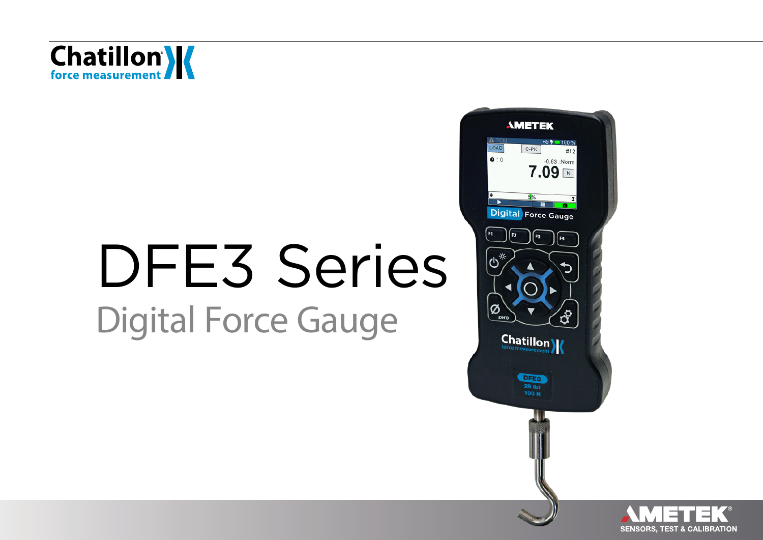Chatillon
force measurement

# DFE3 Series

## Digital Force Gauge

AMETEK
SENSORS, TEST & CALIBRATION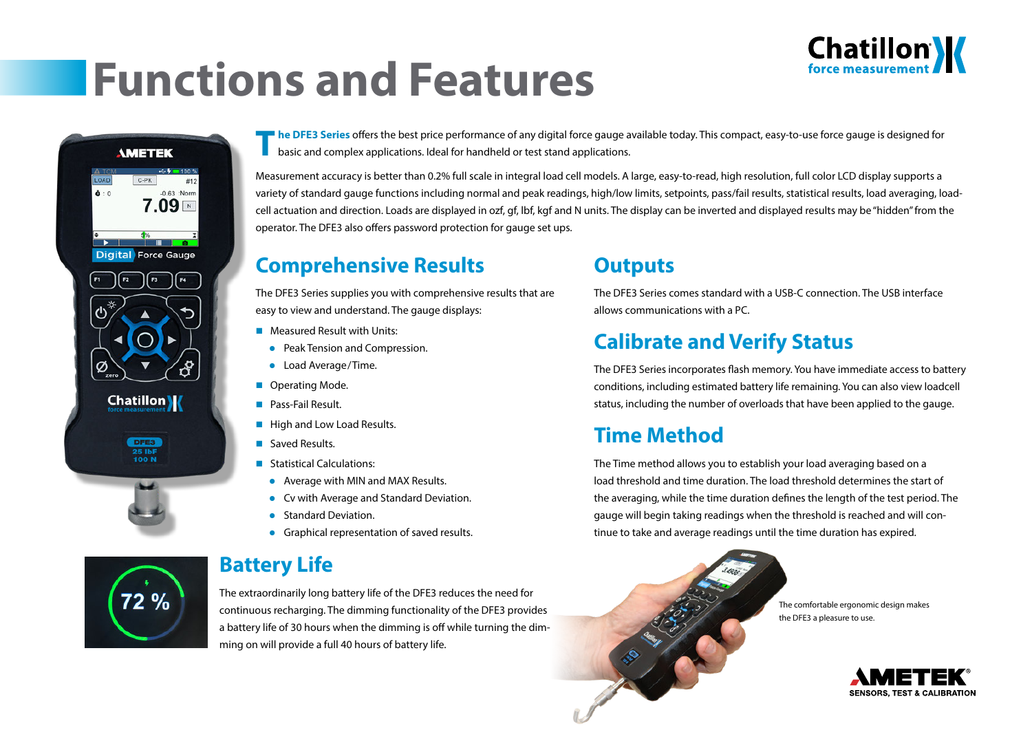# Functions and Features

**The DFE3 Series** offers the best price performance of any digital force gauge available today. This compact, easy-to-use force gauge is designed for basic and complex applications. Ideal for handheld or test stand applications.

Measurement accuracy is better than 0.2% full scale in integral load cell models. A large, easy-to-read, high resolution, full color LCD display supports a variety of standard gauge functions including normal and peak readings, high/low limits, setpoints, pass/fail results, statistical results, load averaging, load-cell actuation and direction. Loads are displayed in ozf, gf, lbf, kgf and N units. The display can be inverted and displayed results may be "hidden" from the operator. The DFE3 also offers password protection for gauge set ups.

## Comprehensive Results

The DFE3 Series supplies you with comprehensive results that are easy to view and understand. The gauge displays:

- Measured Result with Units:
  - Peak Tension and Compression.
  - Load Average/Time.
- Operating Mode.
- Pass-Fail Result.
- High and Low Load Results.
- Saved Results.
- Statistical Calculations:
  - Average with MIN and MAX Results.
  - Cv with Average and Standard Deviation.
  - Standard Deviation.
  - Graphical representation of saved results.

## Outputs

The DFE3 Series comes standard with a USB-C connection. The USB interface allows communications with a PC.

## Calibrate and Verify Status

The DFE3 Series incorporates flash memory. You have immediate access to battery conditions, including estimated battery life remaining. You can also view loadcell status, including the number of overloads that have been applied to the gauge.

## Time Method

The Time method allows you to establish your load averaging based on a load threshold and time duration. The load threshold determines the start of the averaging, while the time duration defines the length of the test period. The gauge will begin taking readings when the threshold is reached and will continue to take and average readings until the time duration has expired.

## Battery Life

The extraordinarily long battery life of the DFE3 reduces the need for continuous recharging. The dimming functionality of the DFE3 provides a battery life of 30 hours when the dimming is off while turning the dimming on will provide a full 40 hours of battery life.

The comfortable ergonomic design makes the DFE3 a pleasure to use.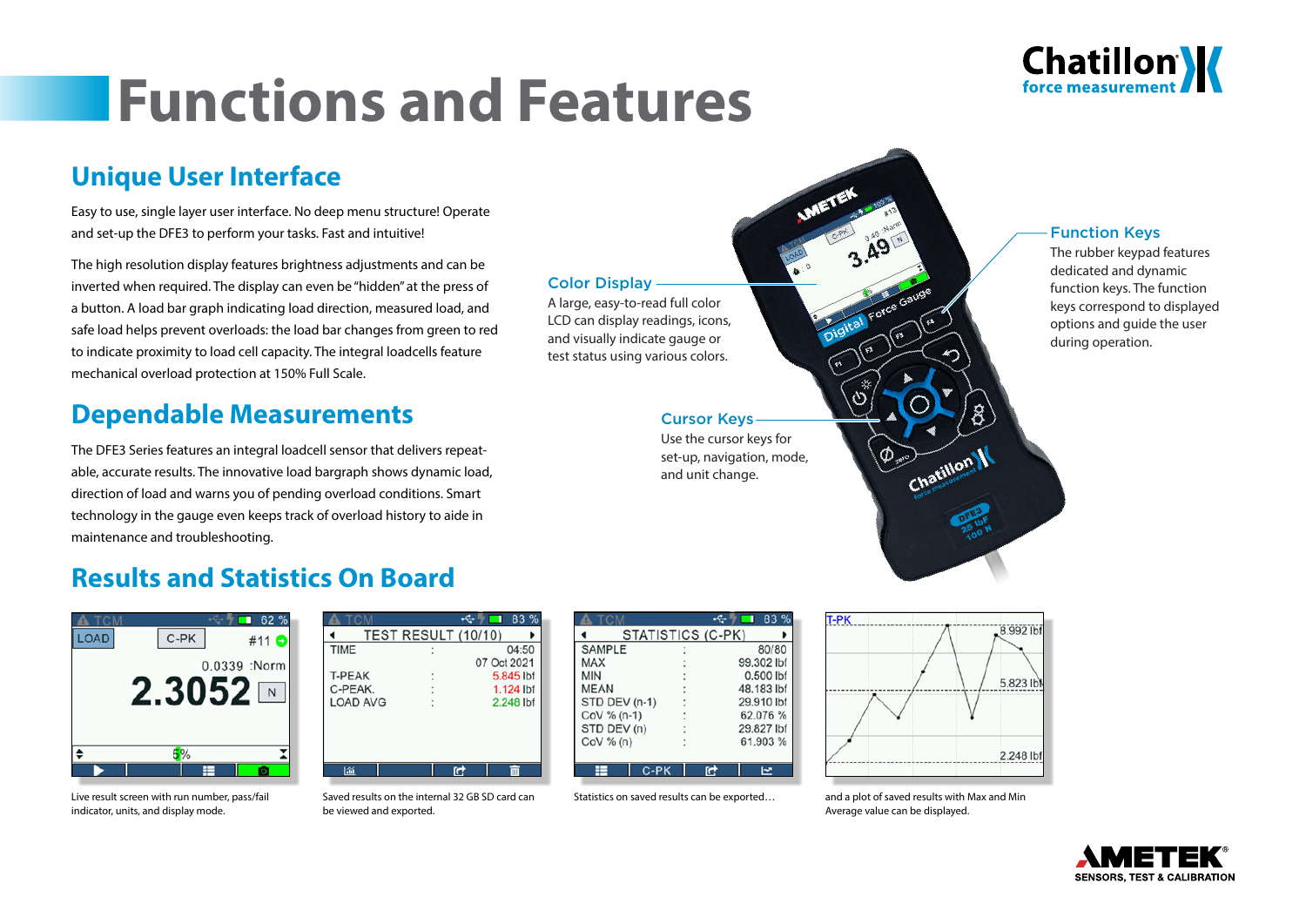# Functions and Features

## Unique User Interface

Easy to use, single layer user interface. No deep menu structure! Operate and set-up the DFE3 to perform your tasks. Fast and intuitive!

The high resolution display features brightness adjustments and can be inverted when required. The display can even be "hidden" at the press of a button. A load bar graph indicating load direction, measured load, and safe load helps prevent overloads: the load bar changes from green to red to indicate proximity to load cell capacity. The integral loadcells feature mechanical overload protection at 150% Full Scale.

## Dependable Measurements

The DFE3 Series features an integral loadcell sensor that delivers repeatable, accurate results. The innovative load bargraph shows dynamic load, direction of load and warns you of pending overload conditions. Smart technology in the gauge even keeps track of overload history to aide in maintenance and troubleshooting.

### Color Display

A large, easy-to-read full color LCD can display readings, icons, and visually indicate gauge or test status using various colors.

### Function Keys

The rubber keypad features dedicated and dynamic function keys. The function keys correspond to displayed options and guide the user during operation.

### Cursor Keys

Use the cursor keys for set-up, navigation, mode, and unit change.

## Results and Statistics On Board

Live result screen with run number, pass/fail indicator, units, and display mode.

Saved results on the internal 32 GB SD card can be viewed and exported.

Statistics on saved results can be exported…

and a plot of saved results with Max and Min Average value can be displayed.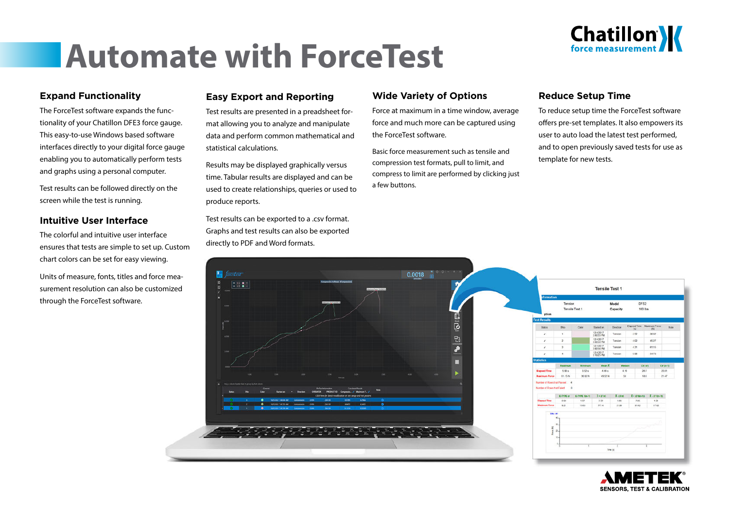# Automate with ForceTest

## Expand Functionality

The ForceTest software expands the functionality of your Chatillon DFE3 force gauge. This easy-to-use Windows based software interfaces directly to your digital force gauge enabling you to automatically perform tests and graphs using a personal computer.

Test results can be followed directly on the screen while the test is running.

## Intuitive User Interface

The colorful and intuitive user interface ensures that tests are simple to set up. Custom chart colors can be set for easy viewing.

Units of measure, fonts, titles and force measurement resolution can also be customized through the ForceTest software.

## Easy Export and Reporting

Test results are presented in a preadsheet format allowing you to analyze and manipulate data and perform common mathematical and statistical calculations.

Results may be displayed graphically versus time. Tabular results are displayed and can be used to create relationships, queries or used to produce reports.

Test results can be exported to a .csv format. Graphs and test results can also be exported directly to PDF and Word formats.

## Wide Variety of Options

Force at maximum in a time window, average force and much more can be captured using the ForceTest software.

Basic force measurement such as tensile and compression test formats, pull to limit, and compress to limit are performed by clicking just a few buttons.

## Reduce Setup Time

To reduce setup time the ForceTest software offers pre-set templates. It also empowers its user to auto load the latest test performed, and to open previously saved tests for use as template for new tests.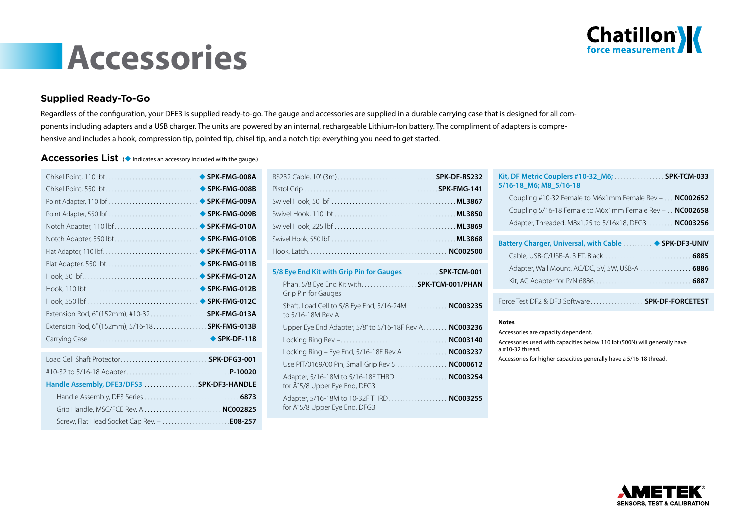# Accessories

## Supplied Ready-To-Go

Regardless of the configuration, your DFE3 is supplied ready-to-go. The gauge and accessories are supplied in a durable carrying case that is designed for all components including adapters and a USB charger. The units are powered by an internal, rechargeable Lithium-Ion battery. The compliment of adapters is comprehensive and includes a hook, compression tip, pointed tip, chisel tip, and a notch tip: everything you need to get started.

## Accessories List (◆ Indicates an accessory included with the gauge.)

| Accessory | Part Number |
|---|---|
| Chisel Point, 110 lbf | ◆ SPK-FMG-008A |
| Chisel Point, 550 lbf | ◆ SPK-FMG-008B |
| Point Adapter, 110 lbf | ◆ SPK-FMG-009A |
| Point Adapter, 550 lbf | ◆ SPK-FMG-009B |
| Notch Adapter, 110 lbf | ◆ SPK-FMG-010A |
| Notch Adapter, 550 lbf | ◆ SPK-FMG-010B |
| Flat Adapter, 110 lbf | ◆ SPK-FMG-011A |
| Flat Adapter, 550 lbf | ◆ SPK-FMG-011B |
| Hook, 50 lbf | ◆ SPK-FMG-012A |
| Hook, 110 lbf | ◆ SPK-FMG-012B |
| Hook, 550 lbf | ◆ SPK-FMG-012C |
| Extension Rod, 6" (152mm), #10-32 | SPK-FMG-013A |
| Extension Rod, 6" (152mm), 5/16-18 | SPK-FMG-013B |
| Carrying Case | ◆ SPK-DF-118 |

| Accessory | Part Number |
|---|---|
| Load Cell Shaft Protector | SPK-DFG3-001 |
| #10-32 to 5/16-18 Adapter | P-10020 |
| **Handle Assembly, DFE3/DFS3** | **SPK-DF3-HANDLE** |
| Handle Assembly, DF3 Series | 6873 |
| Grip Handle, MSC/FCE Rev. A | NC002825 |
| Screw, Flat Head Socket Cap Rev. – | E08-257 |

| Accessory | Part Number |
|---|---|
| RS232 Cable, 10' (3m) | SPK-DF-RS232 |
| Pistol Grip | SPK-FMG-141 |
| Swivel Hook, 50 lbf | ML3867 |
| Swivel Hook, 110 lbf | ML3850 |
| Swivel Hook, 225 lbf | ML3869 |
| Swivel Hook, 550 lbf | ML3868 |
| Hook, Latch | NC002500 |

| Accessory | Part Number |
|---|---|
| **5/8 Eye End Kit with Grip Pin for Gauges** | **SPK-TCM-001** |
| Phan. 5/8 Eye End Kit with Grip Pin for Gauges | SPK-TCM-001/PHAN |
| Shaft, Load Cell to 5/8 Eye End, 5/16-24M to 5/16-18M Rev A | NC003235 |
| Upper Eye End Adapter, 5/8" to 5/16-18F Rev A | NC003236 |
| Locking Ring Rev – | NC003140 |
| Locking Ring – Eye End, 5/16-18F Rev A | NC003237 |
| Use PIT/0169/00 Pin, Small Grip Rev 5 | NC000612 |
| Adapter, 5/16-18M to 5/16-18F THRD. for Ã˜5/8 Upper Eye End, DFG3 | NC003254 |
| Adapter, 5/16-18M to 10-32F THRD. for Ã˜5/8 Upper Eye End, DFG3 | NC003255 |

| Accessory | Part Number |
|---|---|
| **Kit, DF Metric Couplers #10-32_M6; 5/16-18_M6; M8_5/16-18** | **SPK-TCM-033** |
| Coupling #10-32 Female to M6x1mm Female Rev – | NC002652 |
| Coupling 5/16-18 Female to M6x1mm Female Rev – | NC002658 |
| Adapter, Threaded, M8x1.25 to 5/16x18, DFG3 | NC003256 |

| Accessory | Part Number |
|---|---|
| **Battery Charger, Universal, with Cable** | **◆ SPK-DF3-UNIV** |
| Cable, USB-C/USB-A, 3 FT, Black | 6885 |
| Adapter, Wall Mount, AC/DC, 5V, 5W, USB-A | 6886 |
| Kit, AC Adapter for P/N 6886 | 6887 |

| Accessory | Part Number |
|---|---|
| Force Test DF2 & DF3 Software | SPK-DF-FORCETEST |

**Notes**

Accessories are capacity dependent.

Accessories used with capacities below 110 lbf (500N) will generally have a #10-32 thread.

Accessories for higher capacities generally have a 5/16-18 thread.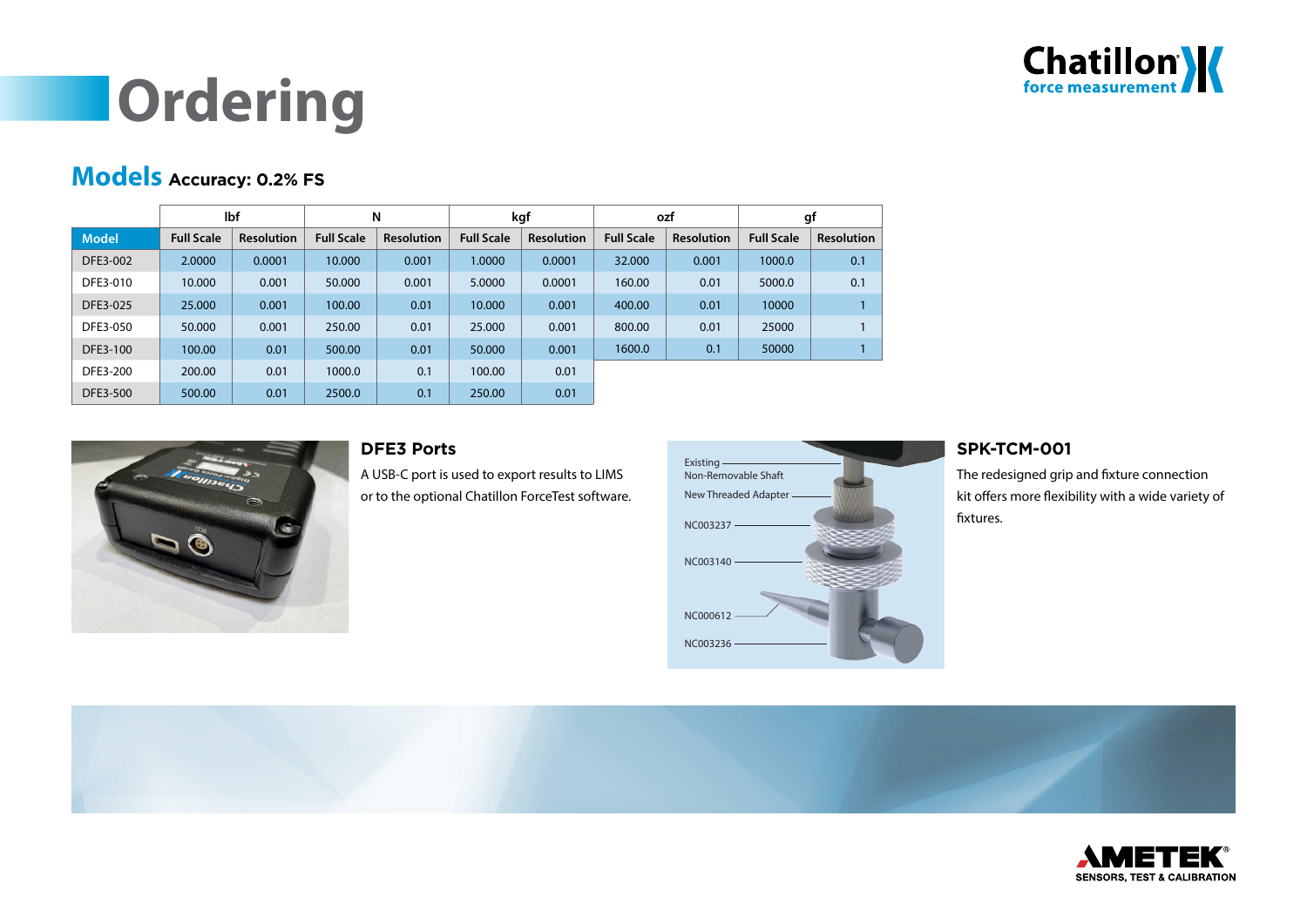# Ordering

## Models Accuracy: 0.2% FS

| Model | lbf | | N | | kgf | | ozf | | gf | |
|---|---|---|---|---|---|---|---|---|---|---|
| | Full Scale | Resolution | Full Scale | Resolution | Full Scale | Resolution | Full Scale | Resolution | Full Scale | Resolution |
| DFE3-002 | 2.0000 | 0.0001 | 10.000 | 0.001 | 1.0000 | 0.0001 | 32.000 | 0.001 | 1000.0 | 0.1 |
| DFE3-010 | 10.000 | 0.001 | 50.000 | 0.001 | 5.0000 | 0.0001 | 160.00 | 0.01 | 5000.0 | 0.1 |
| DFE3-025 | 25.000 | 0.001 | 100.00 | 0.01 | 10.000 | 0.001 | 400.00 | 0.01 | 10000 | 1 |
| DFE3-050 | 50.000 | 0.001 | 250.00 | 0.01 | 25.000 | 0.001 | 800.00 | 0.01 | 25000 | 1 |
| DFE3-100 | 100.00 | 0.01 | 500.00 | 0.01 | 50.000 | 0.001 | 1600.0 | 0.1 | 50000 | 1 |
| DFE3-200 | 200.00 | 0.01 | 1000.0 | 0.1 | 100.00 | 0.01 | | | | |
| DFE3-500 | 500.00 | 0.01 | 2500.0 | 0.1 | 250.00 | 0.01 | | | | |

### DFE3 Ports

A USB-C port is used to export results to LIMS or to the optional Chatillon ForceTest software.

Existing Non-Removable Shaft
New Threaded Adapter
NC003237
NC003140
NC000612
NC003236

### SPK-TCM-001

The redesigned grip and fixture connection kit offers more flexibility with a wide variety of fixtures.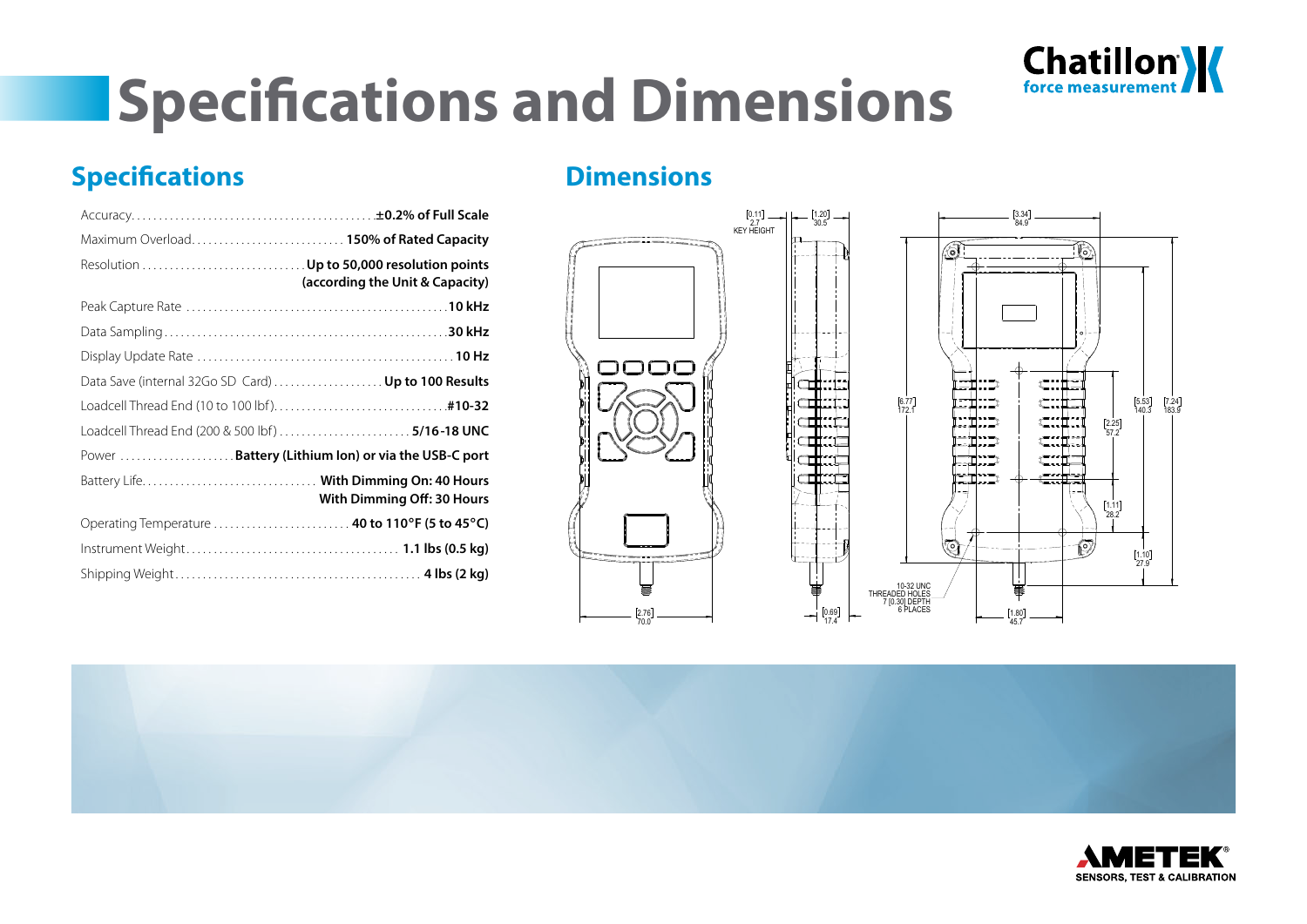# Specifications and Dimensions

## Specifications

| Specification | Value |
|---|---|
| Accuracy | **±0.2% of Full Scale** |
| Maximum Overload | **150% of Rated Capacity** |
| Resolution | **Up to 50,000 resolution points (according the Unit & Capacity)** |
| Peak Capture Rate | **10 kHz** |
| Data Sampling | **30 kHz** |
| Display Update Rate | **10 Hz** |
| Data Save (internal 32Go SD Card) | **Up to 100 Results** |
| Loadcell Thread End (10 to 100 lbf) | **#10-32** |
| Loadcell Thread End (200 & 500 lbf) | **5/16-18 UNC** |
| Power | **Battery (Lithium Ion) or via the USB-C port** |
| Battery Life | **With Dimming On: 40 Hours**<br>**With Dimming Off: 30 Hours** |
| Operating Temperature | **40 to 110°F (5 to 45°C)** |
| Instrument Weight | **1.1 lbs (0.5 kg)** |
| Shipping Weight | **4 lbs (2 kg)** |

## Dimensions

[0.11] 2.7 KEY HEIGHT
[1.20] 30.5
[3.34] 84.9
[6.77] 172.1
[5.53] 140.3
[7.24] 183.9
[2.25] 57.2
[1.11] 28.2
[1.10] 27.9
10-32 UNC THREADED HOLES 7 [0.30] DEPTH 6 PLACES
[2.76] 70.0
[0.69] 17.4
[1.80] 45.7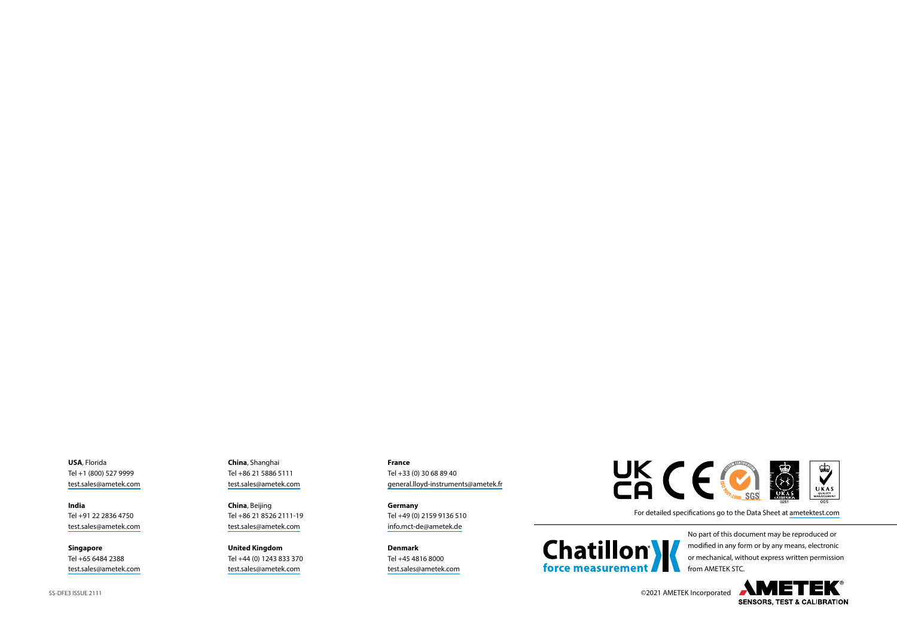**USA**, Florida
Tel +1 (800) 527 9999
test.sales@ametek.com

**India**
Tel +91 22 2836 4750
test.sales@ametek.com

**Singapore**
Tel +65 6484 2388
test.sales@ametek.com

**China**, Shanghai
Tel +86 21 5886 5111
test.sales@ametek.com

**China**, Beijing
Tel +86 21 8526 2111-19
test.sales@ametek.com

**United Kingdom**
Tel +44 (0) 1243 833 370
test.sales@ametek.com

**France**
Tel +33 (0) 30 68 89 40
general.lloyd-instruments@ametek.fr

**Germany**
Tel +49 (0) 2159 9136 510
info.mct-de@ametek.de

**Denmark**
Tel +45 4816 8000
test.sales@ametek.com

For detailed specifications go to the Data Sheet at ametektest.com

No part of this document may be reproduced or modified in any form or by any means, electronic or mechanical, without express written permission from AMETEK STC.

SS-DFE3 ISSUE 2111

©2021 AMETEK Incorporated